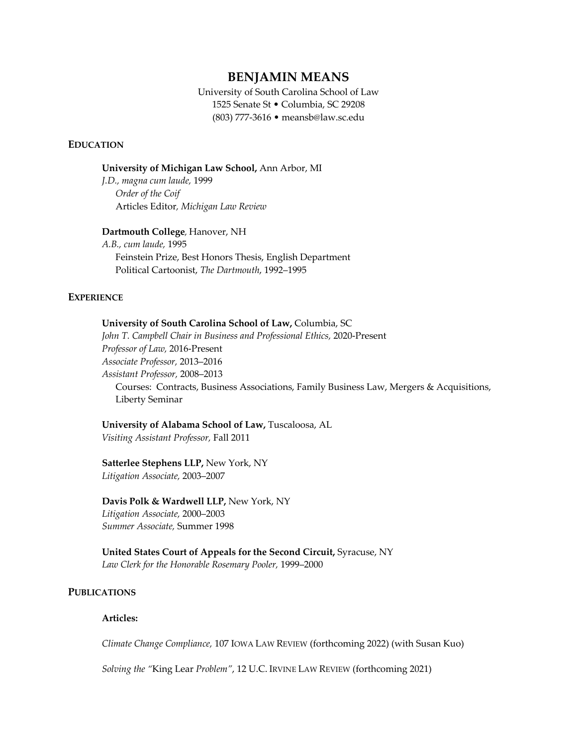# BENJAMIN MEANS

University of South Carolina School of Law
1525 Senate St • Columbia, SC 29208
(803) 777-3616 • meansb@law.sc.edu

## EDUCATION

**University of Michigan Law School,** Ann Arbor, MI
*J.D., magna cum laude,* 1999
*Order of the Coif*
Articles Editor, *Michigan Law Review*

**Dartmouth College**, Hanover, NH
*A.B., cum laude,* 1995
Feinstein Prize, Best Honors Thesis, English Department
Political Cartoonist, *The Dartmouth*, 1992–1995

## EXPERIENCE

**University of South Carolina School of Law,** Columbia, SC
*John T. Campbell Chair in Business and Professional Ethics,* 2020-Present
*Professor of Law,* 2016-Present
*Associate Professor,* 2013–2016
*Assistant Professor,* 2008–2013
Courses: Contracts, Business Associations, Family Business Law, Mergers & Acquisitions, Liberty Seminar

**University of Alabama School of Law,** Tuscaloosa, AL
*Visiting Assistant Professor,* Fall 2011

**Satterlee Stephens LLP,** New York, NY
*Litigation Associate,* 2003–2007

**Davis Polk & Wardwell LLP,** New York, NY
*Litigation Associate,* 2000–2003
*Summer Associate,* Summer 1998

**United States Court of Appeals for the Second Circuit,** Syracuse, NY
*Law Clerk for the Honorable Rosemary Pooler,* 1999–2000

## PUBLICATIONS

**Articles:**

*Climate Change Compliance,* 107 IOWA LAW REVIEW (forthcoming 2022) (with Susan Kuo)

*Solving the "*King Lear *Problem"*, 12 U.C. IRVINE LAW REVIEW (forthcoming 2021)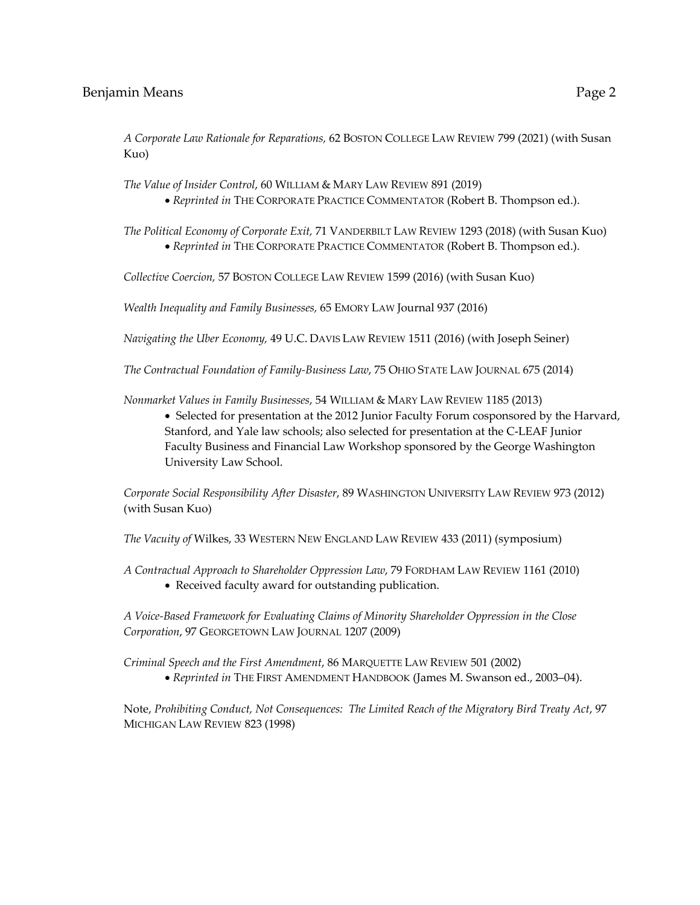*A Corporate Law Rationale for Reparations,* 62 BOSTON COLLEGE LAW REVIEW 799 (2021) (with Susan Kuo)

*The Value of Insider Control*, 60 WILLIAM & MARY LAW REVIEW 891 (2019)

- *Reprinted in* THE CORPORATE PRACTICE COMMENTATOR (Robert B. Thompson ed.).

*The Political Economy of Corporate Exit,* 71 VANDERBILT LAW REVIEW 1293 (2018) (with Susan Kuo)

- *Reprinted in* THE CORPORATE PRACTICE COMMENTATOR (Robert B. Thompson ed.).

*Collective Coercion,* 57 BOSTON COLLEGE LAW REVIEW 1599 (2016) (with Susan Kuo)

*Wealth Inequality and Family Businesses,* 65 EMORY LAW Journal 937 (2016)

*Navigating the Uber Economy,* 49 U.C. DAVIS LAW REVIEW 1511 (2016) (with Joseph Seiner)

*The Contractual Foundation of Family-Business Law*, 75 OHIO STATE LAW JOURNAL 675 (2014)

*Nonmarket Values in Family Businesses*, 54 WILLIAM & MARY LAW REVIEW 1185 (2013)

- Selected for presentation at the 2012 Junior Faculty Forum cosponsored by the Harvard, Stanford, and Yale law schools; also selected for presentation at the C-LEAF Junior Faculty Business and Financial Law Workshop sponsored by the George Washington University Law School.

*Corporate Social Responsibility After Disaster*, 89 WASHINGTON UNIVERSITY LAW REVIEW 973 (2012) (with Susan Kuo)

*The Vacuity of* Wilkes, 33 WESTERN NEW ENGLAND LAW REVIEW 433 (2011) (symposium)

*A Contractual Approach to Shareholder Oppression Law*, 79 FORDHAM LAW REVIEW 1161 (2010)

- Received faculty award for outstanding publication.

*A Voice-Based Framework for Evaluating Claims of Minority Shareholder Oppression in the Close Corporation*, 97 GEORGETOWN LAW JOURNAL 1207 (2009)

*Criminal Speech and the First Amendment*, 86 MARQUETTE LAW REVIEW 501 (2002)

- *Reprinted in* THE FIRST AMENDMENT HANDBOOK (James M. Swanson ed., 2003–04).

Note, *Prohibiting Conduct, Not Consequences: The Limited Reach of the Migratory Bird Treaty Act*, 97 MICHIGAN LAW REVIEW 823 (1998)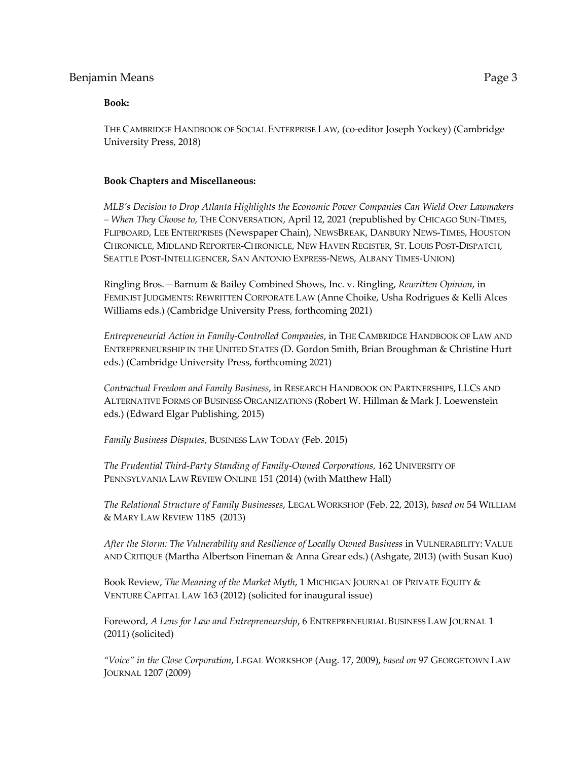**Book:**

THE CAMBRIDGE HANDBOOK OF SOCIAL ENTERPRISE LAW, (co-editor Joseph Yockey) (Cambridge University Press, 2018)

**Book Chapters and Miscellaneous:**

*MLB's Decision to Drop Atlanta Highlights the Economic Power Companies Can Wield Over Lawmakers – When They Choose to*, THE CONVERSATION, April 12, 2021 (republished by CHICAGO SUN-TIMES, FLIPBOARD, LEE ENTERPRISES (Newspaper Chain), NEWSBREAK, DANBURY NEWS-TIMES, HOUSTON CHRONICLE, MIDLAND REPORTER-CHRONICLE, NEW HAVEN REGISTER, ST. LOUIS POST-DISPATCH, SEATTLE POST-INTELLIGENCER, SAN ANTONIO EXPRESS-NEWS, ALBANY TIMES-UNION)

Ringling Bros.—Barnum & Bailey Combined Shows, Inc. v. Ringling, *Rewritten Opinion*, in FEMINIST JUDGMENTS: REWRITTEN CORPORATE LAW (Anne Choike, Usha Rodrigues & Kelli Alces Williams eds.) (Cambridge University Press, forthcoming 2021)

*Entrepreneurial Action in Family-Controlled Companies*, in THE CAMBRIDGE HANDBOOK OF LAW AND ENTREPRENEURSHIP IN THE UNITED STATES (D. Gordon Smith, Brian Broughman & Christine Hurt eds.) (Cambridge University Press, forthcoming 2021)

*Contractual Freedom and Family Business*, in RESEARCH HANDBOOK ON PARTNERSHIPS, LLCS AND ALTERNATIVE FORMS OF BUSINESS ORGANIZATIONS (Robert W. Hillman & Mark J. Loewenstein eds.) (Edward Elgar Publishing, 2015)

*Family Business Disputes*, BUSINESS LAW TODAY (Feb. 2015)

*The Prudential Third-Party Standing of Family-Owned Corporations*, 162 UNIVERSITY OF PENNSYLVANIA LAW REVIEW ONLINE 151 (2014) (with Matthew Hall)

*The Relational Structure of Family Businesses*, LEGAL WORKSHOP (Feb. 22, 2013), *based on* 54 WILLIAM & MARY LAW REVIEW 1185 (2013)

*After the Storm: The Vulnerability and Resilience of Locally Owned Business* in VULNERABILITY: VALUE AND CRITIQUE (Martha Albertson Fineman & Anna Grear eds.) (Ashgate, 2013) (with Susan Kuo)

Book Review, *The Meaning of the Market Myth*, 1 MICHIGAN JOURNAL OF PRIVATE EQUITY & VENTURE CAPITAL LAW 163 (2012) (solicited for inaugural issue)

Foreword, *A Lens for Law and Entrepreneurship*, 6 ENTREPRENEURIAL BUSINESS LAW JOURNAL 1 (2011) (solicited)

*"Voice" in the Close Corporation*, LEGAL WORKSHOP (Aug. 17, 2009), *based on* 97 GEORGETOWN LAW JOURNAL 1207 (2009)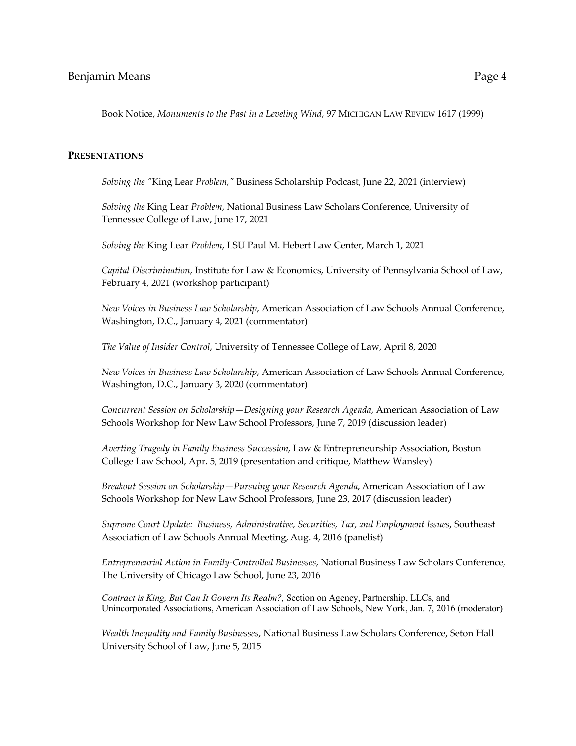Book Notice, *Monuments to the Past in a Leveling Wind*, 97 MICHIGAN LAW REVIEW 1617 (1999)

## PRESENTATIONS

*Solving the "*King Lear *Problem,"* Business Scholarship Podcast, June 22, 2021 (interview)

*Solving the* King Lear *Problem*, National Business Law Scholars Conference, University of Tennessee College of Law, June 17, 2021

*Solving the* King Lear *Problem*, LSU Paul M. Hebert Law Center, March 1, 2021

*Capital Discrimination*, Institute for Law & Economics, University of Pennsylvania School of Law, February 4, 2021 (workshop participant)

*New Voices in Business Law Scholarship*, American Association of Law Schools Annual Conference, Washington, D.C., January 4, 2021 (commentator)

*The Value of Insider Control*, University of Tennessee College of Law, April 8, 2020

*New Voices in Business Law Scholarship*, American Association of Law Schools Annual Conference, Washington, D.C., January 3, 2020 (commentator)

*Concurrent Session on Scholarship—Designing your Research Agenda*, American Association of Law Schools Workshop for New Law School Professors, June 7, 2019 (discussion leader)

*Averting Tragedy in Family Business Succession*, Law & Entrepreneurship Association, Boston College Law School, Apr. 5, 2019 (presentation and critique, Matthew Wansley)

*Breakout Session on Scholarship—Pursuing your Research Agenda*, American Association of Law Schools Workshop for New Law School Professors, June 23, 2017 (discussion leader)

*Supreme Court Update: Business, Administrative, Securities, Tax, and Employment Issues*, Southeast Association of Law Schools Annual Meeting, Aug. 4, 2016 (panelist)

*Entrepreneurial Action in Family-Controlled Businesses*, National Business Law Scholars Conference, The University of Chicago Law School, June 23, 2016

*Contract is King, But Can It Govern Its Realm?,* Section on Agency, Partnership, LLCs, and Unincorporated Associations, American Association of Law Schools, New York, Jan. 7, 2016 (moderator)

*Wealth Inequality and Family Businesses*, National Business Law Scholars Conference, Seton Hall University School of Law, June 5, 2015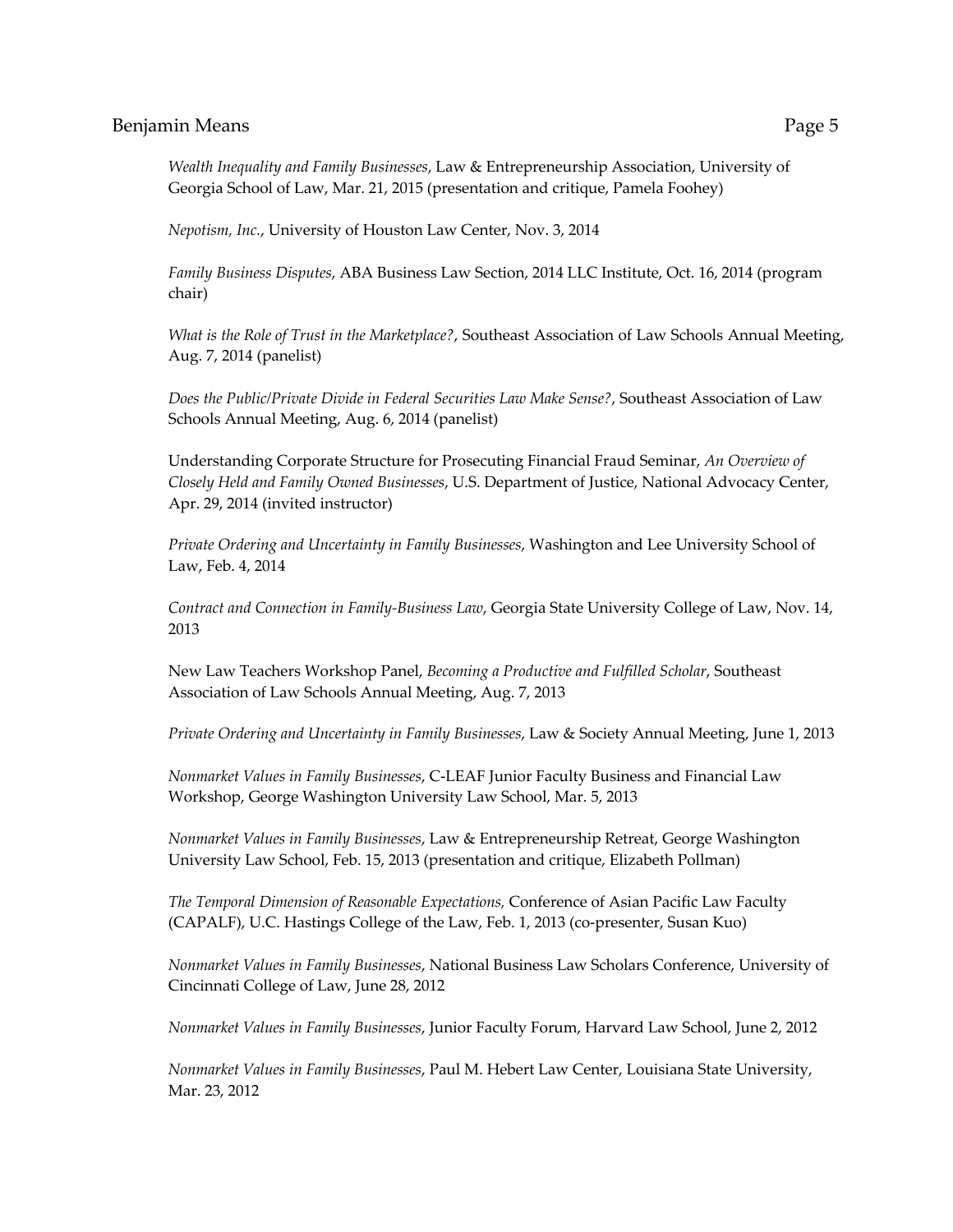*Wealth Inequality and Family Businesses*, Law & Entrepreneurship Association, University of Georgia School of Law, Mar. 21, 2015 (presentation and critique, Pamela Foohey)

*Nepotism, Inc.*, University of Houston Law Center, Nov. 3, 2014

*Family Business Disputes*, ABA Business Law Section, 2014 LLC Institute, Oct. 16, 2014 (program chair)

*What is the Role of Trust in the Marketplace?*, Southeast Association of Law Schools Annual Meeting, Aug. 7, 2014 (panelist)

*Does the Public/Private Divide in Federal Securities Law Make Sense?*, Southeast Association of Law Schools Annual Meeting, Aug. 6, 2014 (panelist)

Understanding Corporate Structure for Prosecuting Financial Fraud Seminar, *An Overview of Closely Held and Family Owned Businesses*, U.S. Department of Justice, National Advocacy Center, Apr. 29, 2014 (invited instructor)

*Private Ordering and Uncertainty in Family Businesses*, Washington and Lee University School of Law, Feb. 4, 2014

*Contract and Connection in Family-Business Law*, Georgia State University College of Law, Nov. 14, 2013

New Law Teachers Workshop Panel, *Becoming a Productive and Fulfilled Scholar*, Southeast Association of Law Schools Annual Meeting, Aug. 7, 2013

*Private Ordering and Uncertainty in Family Businesses*, Law & Society Annual Meeting, June 1, 2013

*Nonmarket Values in Family Businesses*, C-LEAF Junior Faculty Business and Financial Law Workshop, George Washington University Law School, Mar. 5, 2013

*Nonmarket Values in Family Businesses*, Law & Entrepreneurship Retreat, George Washington University Law School, Feb. 15, 2013 (presentation and critique, Elizabeth Pollman)

*The Temporal Dimension of Reasonable Expectations,* Conference of Asian Pacific Law Faculty (CAPALF), U.C. Hastings College of the Law, Feb. 1, 2013 (co-presenter, Susan Kuo)

*Nonmarket Values in Family Businesses*, National Business Law Scholars Conference, University of Cincinnati College of Law, June 28, 2012

*Nonmarket Values in Family Businesses*, Junior Faculty Forum, Harvard Law School, June 2, 2012

*Nonmarket Values in Family Businesses*, Paul M. Hebert Law Center, Louisiana State University, Mar. 23, 2012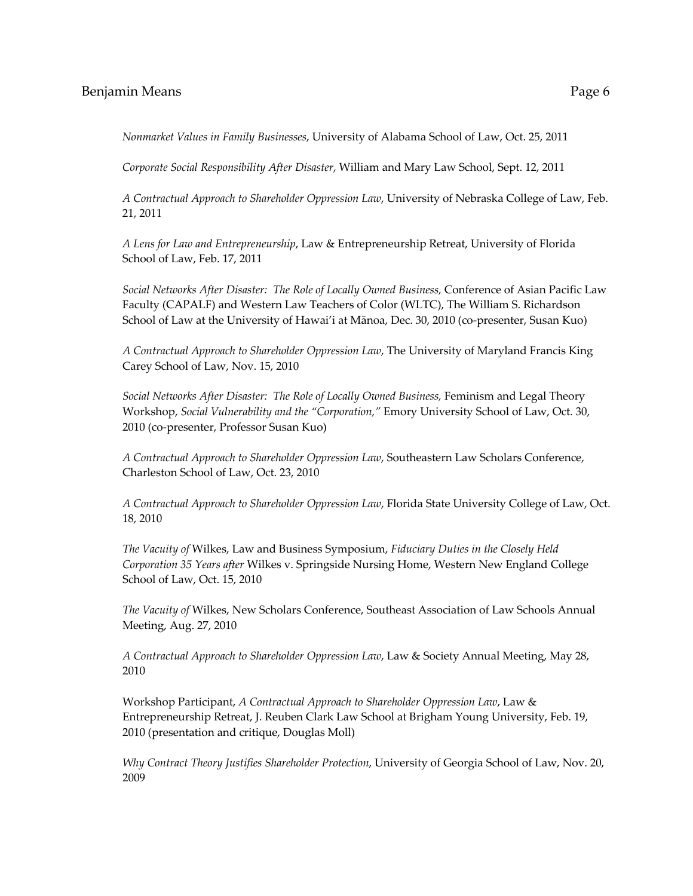*Nonmarket Values in Family Businesses*, University of Alabama School of Law, Oct. 25, 2011

*Corporate Social Responsibility After Disaster*, William and Mary Law School, Sept. 12, 2011

*A Contractual Approach to Shareholder Oppression Law*, University of Nebraska College of Law, Feb. 21, 2011

*A Lens for Law and Entrepreneurship*, Law & Entrepreneurship Retreat, University of Florida School of Law, Feb. 17, 2011

*Social Networks After Disaster: The Role of Locally Owned Business,* Conference of Asian Pacific Law Faculty (CAPALF) and Western Law Teachers of Color (WLTC), The William S. Richardson School of Law at the University of Hawai'i at Mānoa, Dec. 30, 2010 (co-presenter, Susan Kuo)

*A Contractual Approach to Shareholder Oppression Law*, The University of Maryland Francis King Carey School of Law, Nov. 15, 2010

*Social Networks After Disaster: The Role of Locally Owned Business,* Feminism and Legal Theory Workshop, *Social Vulnerability and the "Corporation,"* Emory University School of Law, Oct. 30, 2010 (co-presenter, Professor Susan Kuo)

*A Contractual Approach to Shareholder Oppression Law*, Southeastern Law Scholars Conference, Charleston School of Law, Oct. 23, 2010

*A Contractual Approach to Shareholder Oppression Law*, Florida State University College of Law, Oct. 18, 2010

*The Vacuity of* Wilkes, Law and Business Symposium, *Fiduciary Duties in the Closely Held Corporation 35 Years after* Wilkes v. Springside Nursing Home, Western New England College School of Law, Oct. 15, 2010

*The Vacuity of* Wilkes, New Scholars Conference, Southeast Association of Law Schools Annual Meeting, Aug. 27, 2010

*A Contractual Approach to Shareholder Oppression Law*, Law & Society Annual Meeting, May 28, 2010

Workshop Participant, *A Contractual Approach to Shareholder Oppression Law*, Law & Entrepreneurship Retreat, J. Reuben Clark Law School at Brigham Young University, Feb. 19, 2010 (presentation and critique, Douglas Moll)

*Why Contract Theory Justifies Shareholder Protection*, University of Georgia School of Law, Nov. 20, 2009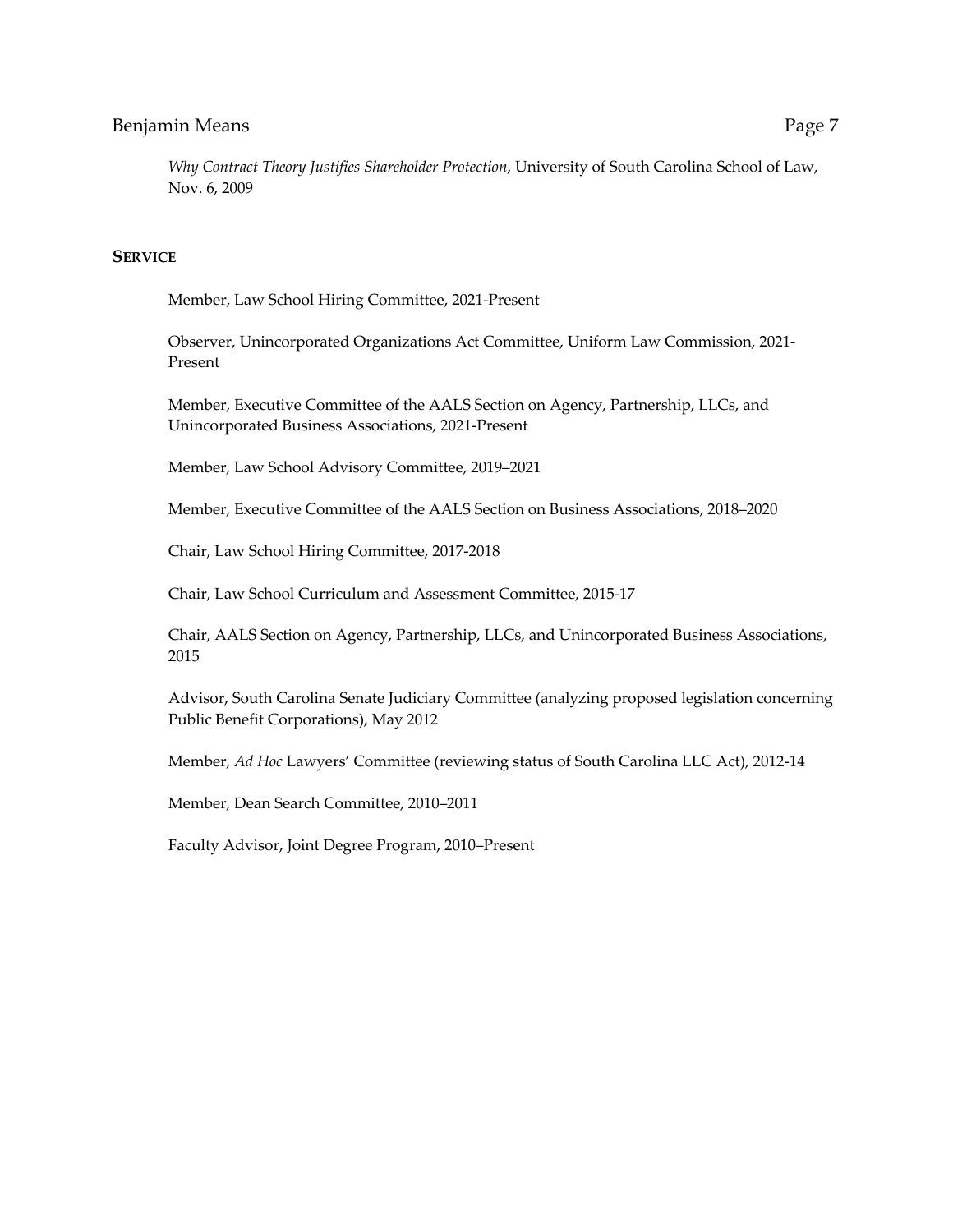*Why Contract Theory Justifies Shareholder Protection*, University of South Carolina School of Law, Nov. 6, 2009

## SERVICE

Member, Law School Hiring Committee, 2021-Present

Observer, Unincorporated Organizations Act Committee, Uniform Law Commission, 2021-Present

Member, Executive Committee of the AALS Section on Agency, Partnership, LLCs, and Unincorporated Business Associations, 2021-Present

Member, Law School Advisory Committee, 2019–2021

Member, Executive Committee of the AALS Section on Business Associations, 2018–2020

Chair, Law School Hiring Committee, 2017-2018

Chair, Law School Curriculum and Assessment Committee, 2015-17

Chair, AALS Section on Agency, Partnership, LLCs, and Unincorporated Business Associations, 2015

Advisor, South Carolina Senate Judiciary Committee (analyzing proposed legislation concerning Public Benefit Corporations), May 2012

Member, *Ad Hoc* Lawyers' Committee (reviewing status of South Carolina LLC Act), 2012-14

Member, Dean Search Committee, 2010–2011

Faculty Advisor, Joint Degree Program, 2010–Present